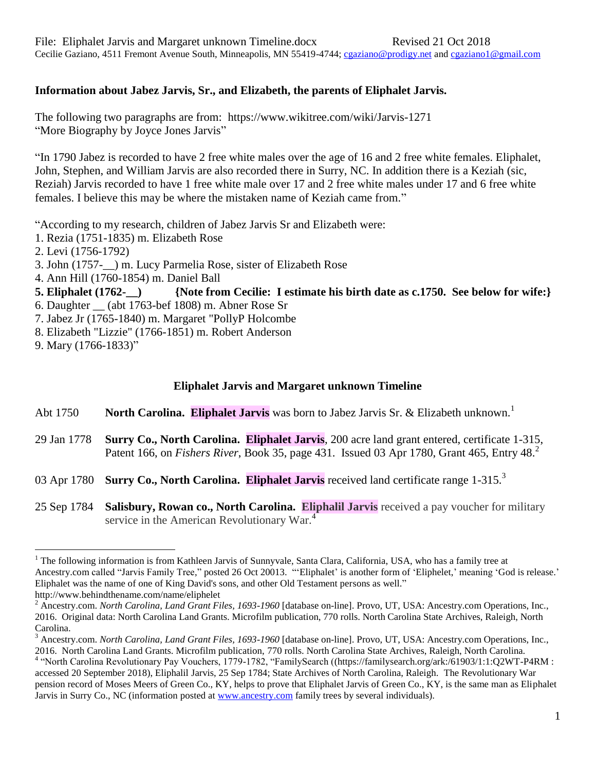File: Eliphalet Jarvis and Margaret unknown Timeline.docx Revised 21 Oct 2018
Cecilie Gaziano, 4511 Fremont Avenue South, Minneapolis, MN 55419-4744; cgaziano@prodigy.net and cgaziano1@gmail.com

**Information about Jabez Jarvis, Sr., and Elizabeth, the parents of Eliphalet Jarvis.**

The following two paragraphs are from: https://www.wikitree.com/wiki/Jarvis-1271
"More Biography by Joyce Jones Jarvis"

"In 1790 Jabez is recorded to have 2 free white males over the age of 16 and 2 free white females. Eliphalet, John, Stephen, and William Jarvis are also recorded there in Surry, NC. In addition there is a Keziah (sic, Reziah) Jarvis recorded to have 1 free white male over 17 and 2 free white males under 17 and 6 free white females. I believe this may be where the mistaken name of Keziah came from."

"According to my research, children of Jabez Jarvis Sr and Elizabeth were:
1. Rezia (1751-1835) m. Elizabeth Rose
2. Levi (1756-1792)
3. John (1757-__) m. Lucy Parmelia Rose, sister of Elizabeth Rose
4. Ann Hill (1760-1854) m. Daniel Ball
**5. Eliphalet (1762-__) {Note from Cecilie: I estimate his birth date as c.1750. See below for wife:}**
6. Daughter __ (abt 1763-bef 1808) m. Abner Rose Sr
7. Jabez Jr (1765-1840) m. Margaret "PollyP Holcombe
8. Elizabeth "Lizzie" (1766-1851) m. Robert Anderson
9. Mary (1766-1833)"

## Eliphalet Jarvis and Margaret unknown Timeline

Abt 1750 **North Carolina. Eliphalet Jarvis** was born to Jabez Jarvis Sr. & Elizabeth unknown.[1]

29 Jan 1778 **Surry Co., North Carolina. Eliphalet Jarvis**, 200 acre land grant entered, certificate 1-315, Patent 166, on *Fishers River*, Book 35, page 431. Issued 03 Apr 1780, Grant 465, Entry 48.[2]

03 Apr 1780 **Surry Co., North Carolina. Eliphalet Jarvis** received land certificate range 1-315.[3]

25 Sep 1784 **Salisbury, Rowan co., North Carolina. Eliphalil Jarvis** received a pay voucher for military service in the American Revolutionary War.[4]

---

[1] The following information is from Kathleen Jarvis of Sunnyvale, Santa Clara, California, USA, who has a family tree at Ancestry.com called "Jarvis Family Tree," posted 26 Oct 20013. "'Eliphalet' is another form of 'Eliphelet,' meaning 'God is release.' Eliphalet was the name of one of King David's sons, and other Old Testament persons as well." http://www.behindthename.com/name/eliphelet

[2] Ancestry.com. *North Carolina, Land Grant Files, 1693-1960* [database on-line]. Provo, UT, USA: Ancestry.com Operations, Inc., 2016. Original data: North Carolina Land Grants. Microfilm publication, 770 rolls. North Carolina State Archives, Raleigh, North Carolina.

[3] Ancestry.com. *North Carolina, Land Grant Files, 1693-1960* [database on-line]. Provo, UT, USA: Ancestry.com Operations, Inc., 2016. North Carolina Land Grants. Microfilm publication, 770 rolls. North Carolina State Archives, Raleigh, North Carolina.

[4] "North Carolina Revolutionary Pay Vouchers, 1779-1782, "FamilySearch ((https://familysearch.org/ark:/61903/1:1:Q2WT-P4RM : accessed 20 September 2018), Eliphalil Jarvis, 25 Sep 1784; State Archives of North Carolina, Raleigh. The Revolutionary War pension record of Moses Meers of Green Co., KY, helps to prove that Eliphalet Jarvis of Green Co., KY, is the same man as Eliphalet Jarvis in Surry Co., NC (information posted at www.ancestry.com family trees by several individuals).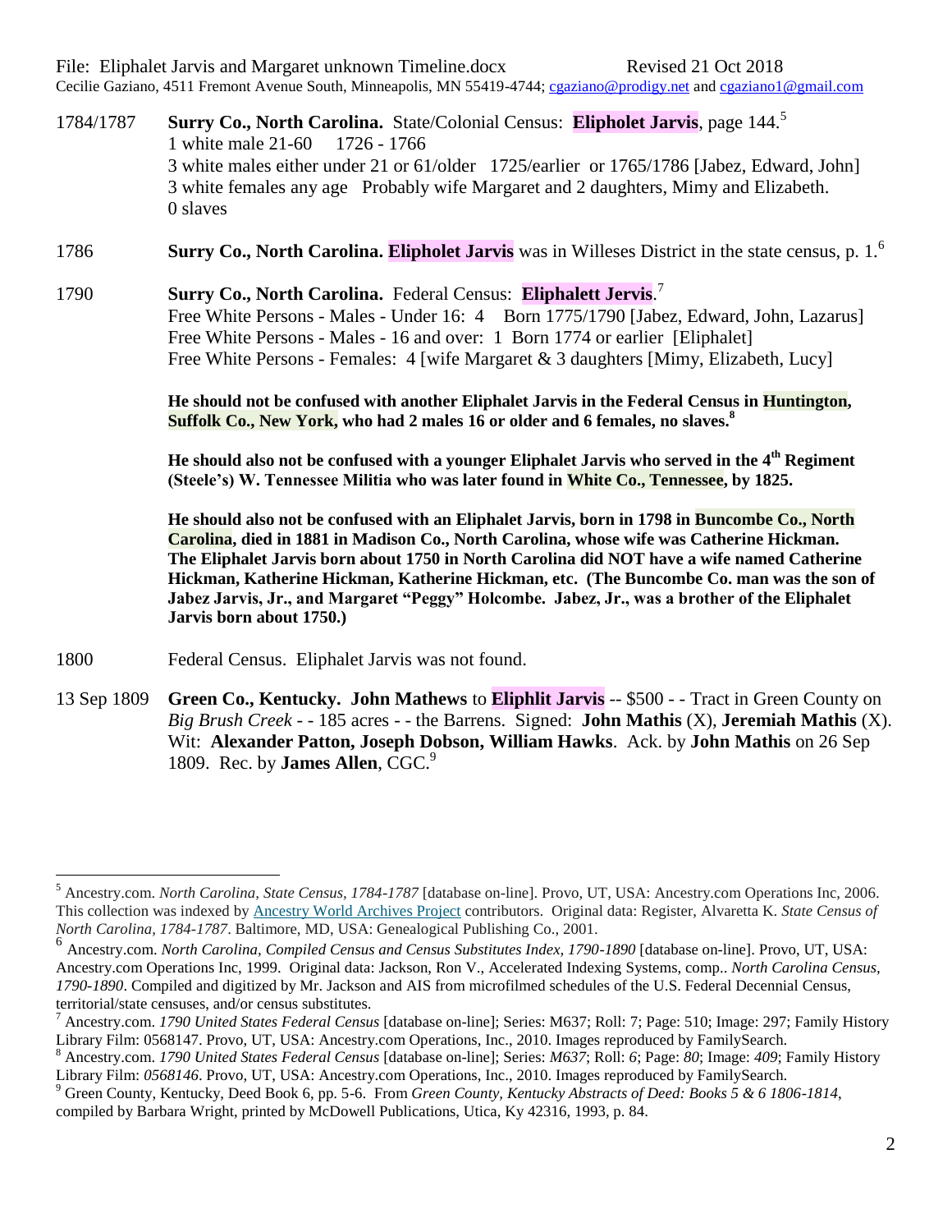File: Eliphalet Jarvis and Margaret unknown Timeline.docx Revised 21 Oct 2018
Cecilie Gaziano, 4511 Fremont Avenue South, Minneapolis, MN 55419-4744; cgaziano@prodigy.net and cgaziano1@gmail.com

1784/1787 **Surry Co., North Carolina.** State/Colonial Census: **Eliphotet Jarvis**, page 144.[5]
1 white male 21-60 1726 - 1766
3 white males either under 21 or 61/older 1725/earlier or 1765/1786 [Jabez, Edward, John]
3 white females any age Probably wife Margaret and 2 daughters, Mimy and Elizabeth.
0 slaves

1786 **Surry Co., North Carolina. Eliphotet Jarvis** was in Willeses District in the state census, p. 1.[6]

1790 **Surry Co., North Carolina.** Federal Census: **Eliphalett Jervis**.[7]
Free White Persons - Males - Under 16: 4 Born 1775/1790 [Jabez, Edward, John, Lazarus]
Free White Persons - Males - 16 and over: 1 Born 1774 or earlier [Eliphalet]
Free White Persons - Females: 4 [wife Margaret & 3 daughters [Mimy, Elizabeth, Lucy]

**He should not be confused with another Eliphalet Jarvis in the Federal Census in Huntington, Suffolk Co., New York, who had 2 males 16 or older and 6 females, no slaves.**[8]

**He should also not be confused with a younger Eliphalet Jarvis who served in the 4th Regiment (Steele's) W. Tennessee Militia who was later found in White Co., Tennessee, by 1825.**

**He should also not be confused with an Eliphalet Jarvis, born in 1798 in Buncombe Co., North Carolina, died in 1881 in Madison Co., North Carolina, whose wife was Catherine Hickman. The Eliphalet Jarvis born about 1750 in North Carolina did NOT have a wife named Catherine Hickman, Katherine Hickman, Katherine Hickman, etc. (The Buncombe Co. man was the son of Jabez Jarvis, Jr., and Margaret "Peggy" Holcombe. Jabez, Jr., was a brother of the Eliphalet Jarvis born about 1750.)**

1800 Federal Census. Eliphalet Jarvis was not found.

13 Sep 1809 **Green Co., Kentucky. John Mathews** to **Eliphlit Jarvis** -- $500 - - Tract in Green County on *Big Brush Creek* - - 185 acres - - the Barrens. Signed: **John Mathis** (X), **Jeremiah Mathis** (X). Wit: **Alexander Patton, Joseph Dobson, William Hawks**. Ack. by **John Mathis** on 26 Sep 1809. Rec. by **James Allen**, CGC.[9]

---

[5] Ancestry.com. *North Carolina, State Census, 1784-1787* [database on-line]. Provo, UT, USA: Ancestry.com Operations Inc, 2006. This collection was indexed by Ancestry World Archives Project contributors. Original data: Register, Alvaretta K. *State Census of North Carolina, 1784-1787*. Baltimore, MD, USA: Genealogical Publishing Co., 2001.

[6] Ancestry.com. *North Carolina, Compiled Census and Census Substitutes Index, 1790-1890* [database on-line]. Provo, UT, USA: Ancestry.com Operations Inc, 1999. Original data: Jackson, Ron V., Accelerated Indexing Systems, comp.. *North Carolina Census, 1790-1890*. Compiled and digitized by Mr. Jackson and AIS from microfilmed schedules of the U.S. Federal Decennial Census, territorial/state censuses, and/or census substitutes.

[7] Ancestry.com. *1790 United States Federal Census* [database on-line]; Series: M637; Roll: 7; Page: 510; Image: 297; Family History Library Film: 0568147. Provo, UT, USA: Ancestry.com Operations, Inc., 2010. Images reproduced by FamilySearch.

[8] Ancestry.com. *1790 United States Federal Census* [database on-line]; Series: *M637*; Roll: *6*; Page: *80*; Image: *409*; Family History Library Film: *0568146*. Provo, UT, USA: Ancestry.com Operations, Inc., 2010. Images reproduced by FamilySearch.

[9] Green County, Kentucky, Deed Book 6, pp. 5-6. From *Green County, Kentucky Abstracts of Deed: Books 5 & 6 1806-1814*, compiled by Barbara Wright, printed by McDowell Publications, Utica, Ky 42316, 1993, p. 84.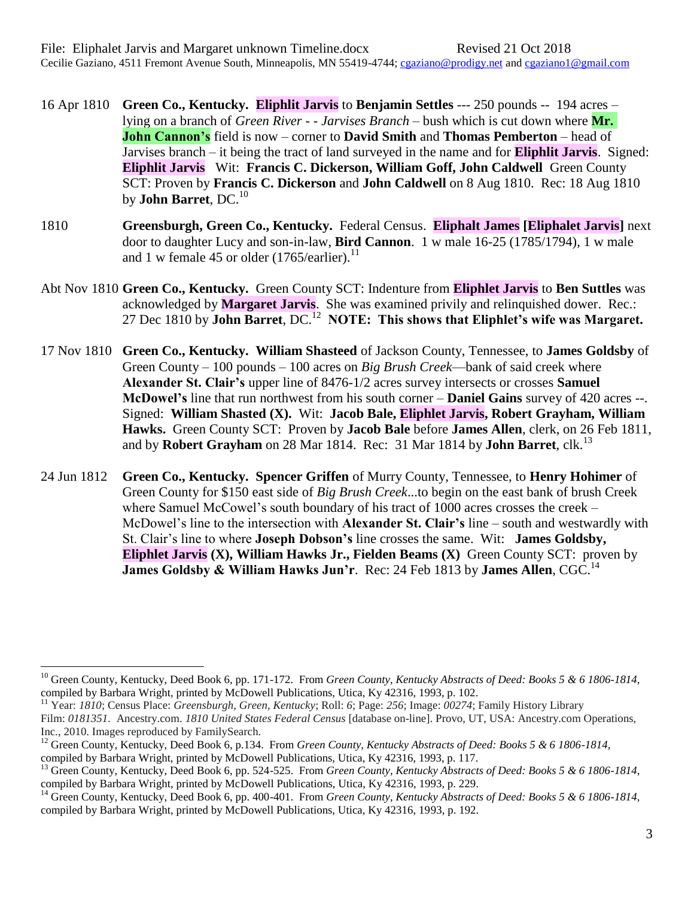16 Apr 1810 **Green Co., Kentucky. Eliphlit Jarvis** to **Benjamin Settles** --- 250 pounds -- 194 acres – lying on a branch of *Green River - - Jarvises Branch* – bush which is cut down where **Mr. John Cannon's** field is now – corner to **David Smith** and **Thomas Pemberton** – head of Jarvises branch – it being the tract of land surveyed in the name and for **Eliphlit Jarvis**. Signed: **Eliphlit Jarvis** Wit: **Francis C. Dickerson, William Goff, John Caldwell** Green County SCT: Proven by **Francis C. Dickerson** and **John Caldwell** on 8 Aug 1810. Rec: 18 Aug 1810 by **John Barret**, DC.[10]

1810 **Greensburgh, Green Co., Kentucky.** Federal Census. **Eliphalt James [Eliphalet Jarvis]** next door to daughter Lucy and son-in-law, **Bird Cannon**. 1 w male 16-25 (1785/1794), 1 w male and 1 w female 45 or older (1765/earlier).[11]

Abt Nov 1810 **Green Co., Kentucky.** Green County SCT: Indenture from **Eliphlet Jarvis** to **Ben Suttles** was acknowledged by **Margaret Jarvis**. She was examined privily and relinquished dower. Rec.: 27 Dec 1810 by **John Barret**, DC.[12] **NOTE: This shows that Eliphlet's wife was Margaret.**

17 Nov 1810 **Green Co., Kentucky. William Shasteed** of Jackson County, Tennessee, to **James Goldsby** of Green County – 100 pounds – 100 acres on *Big Brush Creek*—bank of said creek where **Alexander St. Clair's** upper line of 8476-1/2 acres survey intersects or crosses **Samuel McDowel's** line that run northwest from his south corner – **Daniel Gains** survey of 420 acres --. Signed: **William Shasted (X).** Wit: **Jacob Bale, Eliphlet Jarvis, Robert Grayham, William Hawks.** Green County SCT: Proven by **Jacob Bale** before **James Allen**, clerk, on 26 Feb 1811, and by **Robert Grayham** on 28 Mar 1814. Rec: 31 Mar 1814 by **John Barret**, clk.[13]

24 Jun 1812 **Green Co., Kentucky. Spencer Griffen** of Murry County, Tennessee, to **Henry Hohimer** of Green County for $150 east side of *Big Brush Creek*...to begin on the east bank of brush Creek where Samuel McCowel's south boundary of his tract of 1000 acres crosses the creek – McDowel's line to the intersection with **Alexander St. Clair's** line – south and westwardly with St. Clair's line to where **Joseph Dobson's** line crosses the same. Wit: **James Goldsby, Eliphlet Jarvis (X), William Hawks Jr., Fielden Beams (X)** Green County SCT: proven by **James Goldsby & William Hawks Jun'r**. Rec: 24 Feb 1813 by **James Allen**, CGC.[14]

---

[10] Green County, Kentucky, Deed Book 6, pp. 171-172. From *Green County, Kentucky Abstracts of Deed: Books 5 & 6 1806-1814*, compiled by Barbara Wright, printed by McDowell Publications, Utica, Ky 42316, 1993, p. 102.

[11] Year: *1810*; Census Place: *Greensburgh, Green, Kentucky*; Roll: *6*; Page: *256*; Image: *00274*; Family History Library Film: *0181351*. Ancestry.com. *1810 United States Federal Census* [database on-line]. Provo, UT, USA: Ancestry.com Operations, Inc., 2010. Images reproduced by FamilySearch.

[12] Green County, Kentucky, Deed Book 6, p.134. From *Green County, Kentucky Abstracts of Deed: Books 5 & 6 1806-1814*, compiled by Barbara Wright, printed by McDowell Publications, Utica, Ky 42316, 1993, p. 117.

[13] Green County, Kentucky, Deed Book 6, pp. 524-525. From *Green County, Kentucky Abstracts of Deed: Books 5 & 6 1806-1814*, compiled by Barbara Wright, printed by McDowell Publications, Utica, Ky 42316, 1993, p. 229.

[14] Green County, Kentucky, Deed Book 6, pp. 400-401. From *Green County, Kentucky Abstracts of Deed: Books 5 & 6 1806-1814*, compiled by Barbara Wright, printed by McDowell Publications, Utica, Ky 42316, 1993, p. 192.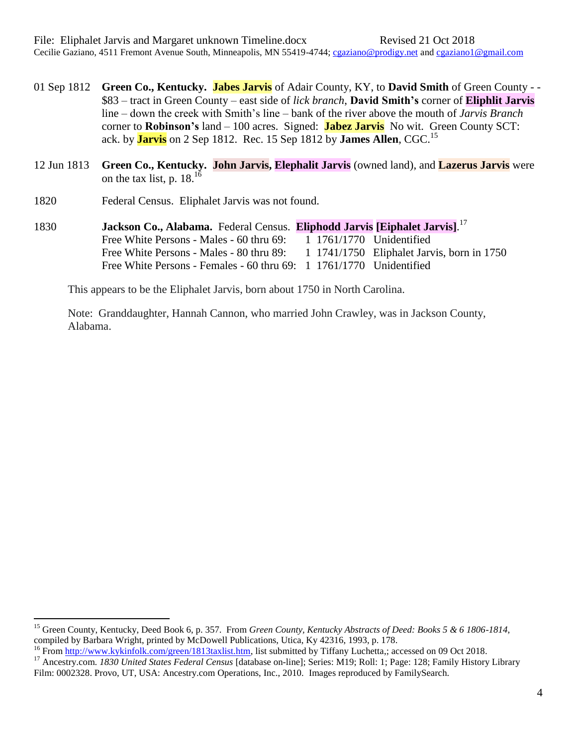01 Sep 1812 **Green Co., Kentucky.** **Jabes Jarvis** of Adair County, KY, to **David Smith** of Green County - - $83 – tract in Green County – east side of *lick branch*, **David Smith's** corner of **Eliphlit Jarvis** line – down the creek with Smith's line – bank of the river above the mouth of *Jarvis Branch* corner to **Robinson's** land – 100 acres. Signed: **Jabez Jarvis** No wit. Green County SCT: ack. by **Jarvis** on 2 Sep 1812. Rec. 15 Sep 1812 by **James Allen**, CGC.[15]

12 Jun 1813 **Green Co., Kentucky.** **John Jarvis**, **Elephalit Jarvis** (owned land), and **Lazerus Jarvis** were on the tax list, p. 18.[16]

1820 Federal Census. Eliphalet Jarvis was not found.

1830 **Jackson Co., Alabama.** Federal Census. **Eliphodd Jarvis [Eiphalet Jarvis]**.[17]

| | | | |
|---|---|---|---|
| Free White Persons - Males - 60 thru 69: | 1 | 1761/1770 | Unidentified |
| Free White Persons - Males - 80 thru 89: | 1 | 1741/1750 | Eliphalet Jarvis, born in 1750 |
| Free White Persons - Females - 60 thru 69: | 1 | 1761/1770 | Unidentified |

This appears to be the Eliphalet Jarvis, born about 1750 in North Carolina.

Note: Granddaughter, Hannah Cannon, who married John Crawley, was in Jackson County, Alabama.

---

[15] Green County, Kentucky, Deed Book 6, p. 357. From *Green County, Kentucky Abstracts of Deed: Books 5 & 6 1806-1814*, compiled by Barbara Wright, printed by McDowell Publications, Utica, Ky 42316, 1993, p. 178.

[16] From http://www.kykinfolk.com/green/1813taxlist.htm, list submitted by Tiffany Luchetta,; accessed on 09 Oct 2018.

[17] Ancestry.com. *1830 United States Federal Census* [database on-line]; Series: M19; Roll: 1; Page: 128; Family History Library Film: 0002328. Provo, UT, USA: Ancestry.com Operations, Inc., 2010. Images reproduced by FamilySearch.